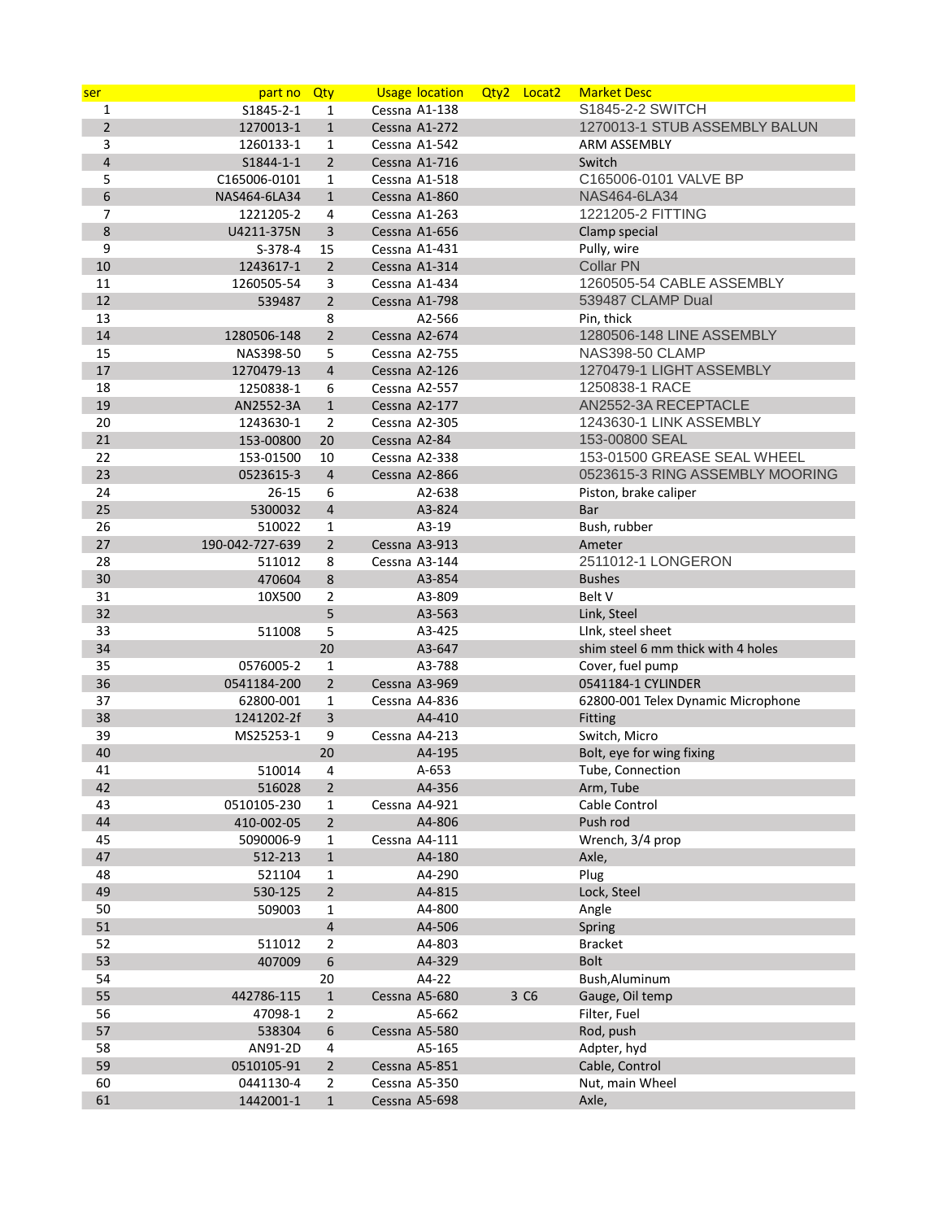| ser | part no | Qty | Usage | location | Qty2 | Locat2 | Market Desc |
|---|---|---|---|---|---|---|---|
| 1 | S1845-2-1 | 1 | Cessna | A1-138 | | | S1845-2-2 SWITCH |
| 2 | 1270013-1 | 1 | Cessna | A1-272 | | | 1270013-1 STUB ASSEMBLY BALUN |
| 3 | 1260133-1 | 1 | Cessna | A1-542 | | | ARM ASSEMBLY |
| 4 | S1844-1-1 | 2 | Cessna | A1-716 | | | Switch |
| 5 | C165006-0101 | 1 | Cessna | A1-518 | | | C165006-0101 VALVE BP |
| 6 | NAS464-6LA34 | 1 | Cessna | A1-860 | | | NAS464-6LA34 |
| 7 | 1221205-2 | 4 | Cessna | A1-263 | | | 1221205-2 FITTING |
| 8 | U4211-375N | 3 | Cessna | A1-656 | | | Clamp special |
| 9 | S-378-4 | 15 | Cessna | A1-431 | | | Pully, wire |
| 10 | 1243617-1 | 2 | Cessna | A1-314 | | | Collar PN |
| 11 | 1260505-54 | 3 | Cessna | A1-434 | | | 1260505-54 CABLE ASSEMBLY |
| 12 | 539487 | 2 | Cessna | A1-798 | | | 539487 CLAMP Dual |
| 13 | | 8 | | A2-566 | | | Pin, thick |
| 14 | 1280506-148 | 2 | Cessna | A2-674 | | | 1280506-148 LINE ASSEMBLY |
| 15 | NAS398-50 | 5 | Cessna | A2-755 | | | NAS398-50 CLAMP |
| 17 | 1270479-13 | 4 | Cessna | A2-126 | | | 1270479-1 LIGHT ASSEMBLY |
| 18 | 1250838-1 | 6 | Cessna | A2-557 | | | 1250838-1 RACE |
| 19 | AN2552-3A | 1 | Cessna | A2-177 | | | AN2552-3A RECEPTACLE |
| 20 | 1243630-1 | 2 | Cessna | A2-305 | | | 1243630-1 LINK ASSEMBLY |
| 21 | 153-00800 | 20 | Cessna | A2-84 | | | 153-00800 SEAL |
| 22 | 153-01500 | 10 | Cessna | A2-338 | | | 153-01500 GREASE SEAL WHEEL |
| 23 | 0523615-3 | 4 | Cessna | A2-866 | | | 0523615-3 RING ASSEMBLY MOORING |
| 24 | 26-15 | 6 | | A2-638 | | | Piston, brake caliper |
| 25 | 5300032 | 4 | | A3-824 | | | Bar |
| 26 | 510022 | 1 | | A3-19 | | | Bush, rubber |
| 27 | 190-042-727-639 | 2 | Cessna | A3-913 | | | Ameter |
| 28 | 511012 | 8 | Cessna | A3-144 | | | 2511012-1 LONGERON |
| 30 | 470604 | 8 | | A3-854 | | | Bushes |
| 31 | 10X500 | 2 | | A3-809 | | | Belt V |
| 32 | | 5 | | A3-563 | | | Link, Steel |
| 33 | 511008 | 5 | | A3-425 | | | LInk, steel sheet |
| 34 | | 20 | | A3-647 | | | shim steel 6 mm thick with 4 holes |
| 35 | 0576005-2 | 1 | | A3-788 | | | Cover, fuel pump |
| 36 | 0541184-200 | 2 | Cessna | A3-969 | | | 0541184-1 CYLINDER |
| 37 | 62800-001 | 1 | Cessna | A4-836 | | | 62800-001 Telex Dynamic Microphone |
| 38 | 1241202-2f | 3 | | A4-410 | | | Fitting |
| 39 | MS25253-1 | 9 | Cessna | A4-213 | | | Switch, Micro |
| 40 | | 20 | | A4-195 | | | Bolt, eye for wing fixing |
| 41 | 510014 | 4 | | A-653 | | | Tube, Connection |
| 42 | 516028 | 2 | | A4-356 | | | Arm, Tube |
| 43 | 0510105-230 | 1 | Cessna | A4-921 | | | Cable Control |
| 44 | 410-002-05 | 2 | | A4-806 | | | Push rod |
| 45 | 5090006-9 | 1 | Cessna | A4-111 | | | Wrench, 3/4 prop |
| 47 | 512-213 | 1 | | A4-180 | | | Axle, |
| 48 | 521104 | 1 | | A4-290 | | | Plug |
| 49 | 530-125 | 2 | | A4-815 | | | Lock, Steel |
| 50 | 509003 | 1 | | A4-800 | | | Angle |
| 51 | | 4 | | A4-506 | | | Spring |
| 52 | 511012 | 2 | | A4-803 | | | Bracket |
| 53 | 407009 | 6 | | A4-329 | | | Bolt |
| 54 | | 20 | | A4-22 | | | Bush,Aluminum |
| 55 | 442786-115 | 1 | Cessna | A5-680 | 3 | C6 | Gauge, Oil temp |
| 56 | 47098-1 | 2 | | A5-662 | | | Filter, Fuel |
| 57 | 538304 | 6 | Cessna | A5-580 | | | Rod, push |
| 58 | AN91-2D | 4 | | A5-165 | | | Adpter, hyd |
| 59 | 0510105-91 | 2 | Cessna | A5-851 | | | Cable, Control |
| 60 | 0441130-4 | 2 | Cessna | A5-350 | | | Nut, main Wheel |
| 61 | 1442001-1 | 1 | Cessna | A5-698 | | | Axle, |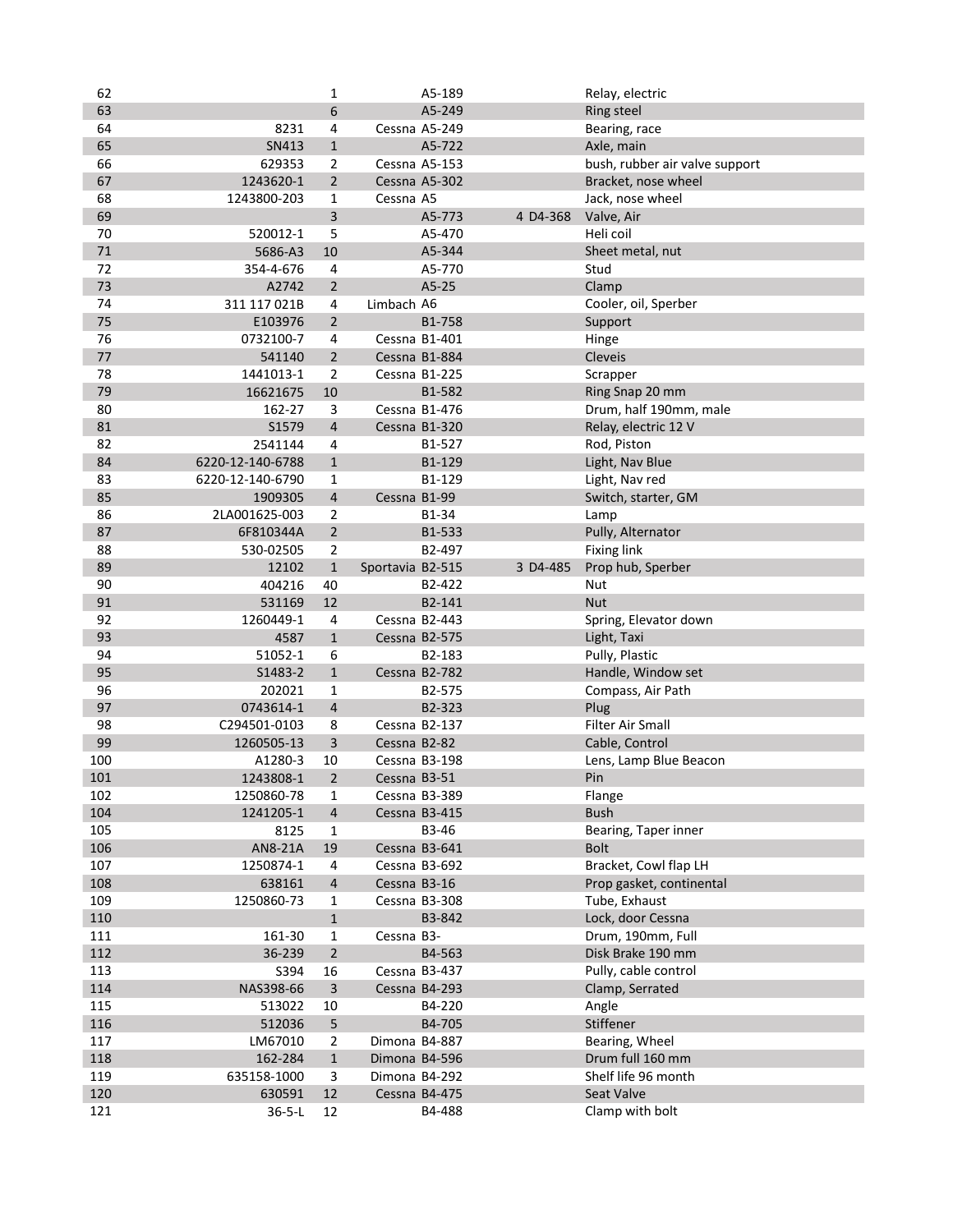| | | | | | | |
|---|---|---|---|---|---|---|
| 62 | | 1 | | A5-189 | | Relay, electric |
| 63 | | 6 | | A5-249 | | Ring steel |
| 64 | 8231 | 4 | Cessna | A5-249 | | Bearing, race |
| 65 | SN413 | 1 | | A5-722 | | Axle, main |
| 66 | 629353 | 2 | Cessna | A5-153 | | bush, rubber air valve support |
| 67 | 1243620-1 | 2 | Cessna | A5-302 | | Bracket, nose wheel |
| 68 | 1243800-203 | 1 | Cessna | A5 | | Jack, nose wheel |
| 69 | | 3 | | A5-773 | 4 D4-368 | Valve, Air |
| 70 | 520012-1 | 5 | | A5-470 | | Heli coil |
| 71 | 5686-A3 | 10 | | A5-344 | | Sheet metal, nut |
| 72 | 354-4-676 | 4 | | A5-770 | | Stud |
| 73 | A2742 | 2 | | A5-25 | | Clamp |
| 74 | 311 117 021B | 4 | Limbach | A6 | | Cooler, oil, Sperber |
| 75 | E103976 | 2 | | B1-758 | | Support |
| 76 | 0732100-7 | 4 | Cessna | B1-401 | | Hinge |
| 77 | 541140 | 2 | Cessna | B1-884 | | Cleveis |
| 78 | 1441013-1 | 2 | Cessna | B1-225 | | Scrapper |
| 79 | 16621675 | 10 | | B1-582 | | Ring Snap 20 mm |
| 80 | 162-27 | 3 | Cessna | B1-476 | | Drum, half 190mm, male |
| 81 | S1579 | 4 | Cessna | B1-320 | | Relay, electric 12 V |
| 82 | 2541144 | 4 | | B1-527 | | Rod, Piston |
| 84 | 6220-12-140-6788 | 1 | | B1-129 | | Light, Nav Blue |
| 83 | 6220-12-140-6790 | 1 | | B1-129 | | Light, Nav red |
| 85 | 1909305 | 4 | Cessna | B1-99 | | Switch, starter, GM |
| 86 | 2LA001625-003 | 2 | | B1-34 | | Lamp |
| 87 | 6F810344A | 2 | | B1-533 | | Pully, Alternator |
| 88 | 530-02505 | 2 | | B2-497 | | Fixing link |
| 89 | 12102 | 1 | Sportavia | B2-515 | 3 D4-485 | Prop hub, Sperber |
| 90 | 404216 | 40 | | B2-422 | | Nut |
| 91 | 531169 | 12 | | B2-141 | | Nut |
| 92 | 1260449-1 | 4 | Cessna | B2-443 | | Spring, Elevator down |
| 93 | 4587 | 1 | Cessna | B2-575 | | Light, Taxi |
| 94 | 51052-1 | 6 | | B2-183 | | Pully, Plastic |
| 95 | S1483-2 | 1 | Cessna | B2-782 | | Handle, Window set |
| 96 | 202021 | 1 | | B2-575 | | Compass, Air Path |
| 97 | 0743614-1 | 4 | | B2-323 | | Plug |
| 98 | C294501-0103 | 8 | Cessna | B2-137 | | Filter Air Small |
| 99 | 1260505-13 | 3 | Cessna | B2-82 | | Cable, Control |
| 100 | A1280-3 | 10 | Cessna | B3-198 | | Lens, Lamp Blue Beacon |
| 101 | 1243808-1 | 2 | Cessna | B3-51 | | Pin |
| 102 | 1250860-78 | 1 | Cessna | B3-389 | | Flange |
| 104 | 1241205-1 | 4 | Cessna | B3-415 | | Bush |
| 105 | 8125 | 1 | | B3-46 | | Bearing, Taper inner |
| 106 | AN8-21A | 19 | Cessna | B3-641 | | Bolt |
| 107 | 1250874-1 | 4 | Cessna | B3-692 | | Bracket, Cowl flap LH |
| 108 | 638161 | 4 | Cessna | B3-16 | | Prop gasket, continental |
| 109 | 1250860-73 | 1 | Cessna | B3-308 | | Tube, Exhaust |
| 110 | | 1 | | B3-842 | | Lock, door Cessna |
| 111 | 161-30 | 1 | Cessna | B3- | | Drum, 190mm, Full |
| 112 | 36-239 | 2 | | B4-563 | | Disk Brake 190 mm |
| 113 | S394 | 16 | Cessna | B3-437 | | Pully, cable control |
| 114 | NAS398-66 | 3 | Cessna | B4-293 | | Clamp, Serrated |
| 115 | 513022 | 10 | | B4-220 | | Angle |
| 116 | 512036 | 5 | | B4-705 | | Stiffener |
| 117 | LM67010 | 2 | Dimona | B4-887 | | Bearing, Wheel |
| 118 | 162-284 | 1 | Dimona | B4-596 | | Drum full 160 mm |
| 119 | 635158-1000 | 3 | Dimona | B4-292 | | Shelf life 96 month |
| 120 | 630591 | 12 | Cessna | B4-475 | | Seat Valve |
| 121 | 36-5-L | 12 | | B4-488 | | Clamp with bolt |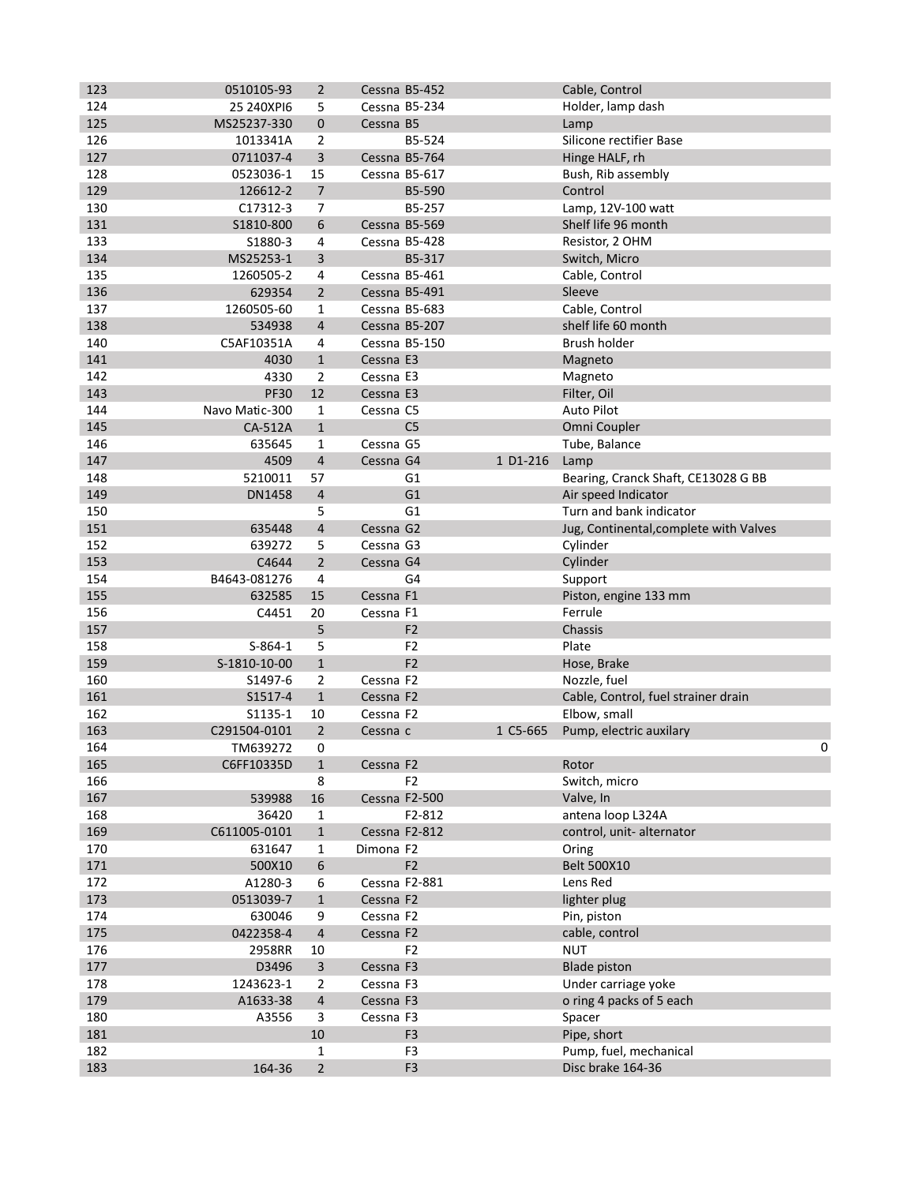| | | | | | | | |
|---|---|---|---|---|---|---|---|
| 123 | 0510105-93 | 2 | Cessna | B5-452 | | Cable, Control | |
| 124 | 25 240XPI6 | 5 | Cessna | B5-234 | | Holder, lamp dash | |
| 125 | MS25237-330 | 0 | Cessna | B5 | | Lamp | |
| 126 | 1013341A | 2 | | B5-524 | | Silicone rectifier Base | |
| 127 | 0711037-4 | 3 | Cessna | B5-764 | | Hinge HALF, rh | |
| 128 | 0523036-1 | 15 | Cessna | B5-617 | | Bush, Rib assembly | |
| 129 | 126612-2 | 7 | | B5-590 | | Control | |
| 130 | C17312-3 | 7 | | B5-257 | | Lamp, 12V-100 watt | |
| 131 | S1810-800 | 6 | Cessna | B5-569 | | Shelf life 96 month | |
| 133 | S1880-3 | 4 | Cessna | B5-428 | | Resistor, 2 OHM | |
| 134 | MS25253-1 | 3 | | B5-317 | | Switch, Micro | |
| 135 | 1260505-2 | 4 | Cessna | B5-461 | | Cable, Control | |
| 136 | 629354 | 2 | Cessna | B5-491 | | Sleeve | |
| 137 | 1260505-60 | 1 | Cessna | B5-683 | | Cable, Control | |
| 138 | 534938 | 4 | Cessna | B5-207 | | shelf life 60 month | |
| 140 | C5AF10351A | 4 | Cessna | B5-150 | | Brush holder | |
| 141 | 4030 | 1 | Cessna | E3 | | Magneto | |
| 142 | 4330 | 2 | Cessna | E3 | | Magneto | |
| 143 | PF30 | 12 | Cessna | E3 | | Filter, Oil | |
| 144 | Navo Matic-300 | 1 | Cessna | C5 | | Auto Pilot | |
| 145 | CA-512A | 1 | | C5 | | Omni Coupler | |
| 146 | 635645 | 1 | Cessna | G5 | | Tube, Balance | |
| 147 | 4509 | 4 | Cessna | G4 | 1 D1-216 | Lamp | |
| 148 | 5210011 | 57 | | G1 | | Bearing, Cranck Shaft, CE13028 G BB | |
| 149 | DN1458 | 4 | | G1 | | Air speed Indicator | |
| 150 | | 5 | | G1 | | Turn and bank indicator | |
| 151 | 635448 | 4 | Cessna | G2 | | Jug, Continental,complete with Valves | |
| 152 | 639272 | 5 | Cessna | G3 | | Cylinder | |
| 153 | C4644 | 2 | Cessna | G4 | | Cylinder | |
| 154 | B4643-081276 | 4 | | G4 | | Support | |
| 155 | 632585 | 15 | Cessna | F1 | | Piston, engine 133 mm | |
| 156 | C4451 | 20 | Cessna | F1 | | Ferrule | |
| 157 | | 5 | | F2 | | Chassis | |
| 158 | S-864-1 | 5 | | F2 | | Plate | |
| 159 | S-1810-10-00 | 1 | | F2 | | Hose, Brake | |
| 160 | S1497-6 | 2 | Cessna | F2 | | Nozzle, fuel | |
| 161 | S1517-4 | 1 | Cessna | F2 | | Cable, Control, fuel strainer drain | |
| 162 | S1135-1 | 10 | Cessna | F2 | | Elbow, small | |
| 163 | C291504-0101 | 2 | Cessna | c | 1 C5-665 | Pump, electric auxilary | |
| 164 | TM639272 | 0 | | | | | 0 |
| 165 | C6FF10335D | 1 | Cessna | F2 | | Rotor | |
| 166 | | 8 | | F2 | | Switch, micro | |
| 167 | 539988 | 16 | Cessna | F2-500 | | Valve, In | |
| 168 | 36420 | 1 | | F2-812 | | antena loop L324A | |
| 169 | C611005-0101 | 1 | Cessna | F2-812 | | control, unit- alternator | |
| 170 | 631647 | 1 | Dimona | F2 | | Oring | |
| 171 | 500X10 | 6 | | F2 | | Belt 500X10 | |
| 172 | A1280-3 | 6 | Cessna | F2-881 | | Lens Red | |
| 173 | 0513039-7 | 1 | Cessna | F2 | | lighter plug | |
| 174 | 630046 | 9 | Cessna | F2 | | Pin, piston | |
| 175 | 0422358-4 | 4 | Cessna | F2 | | cable, control | |
| 176 | 2958RR | 10 | | F2 | | NUT | |
| 177 | D3496 | 3 | Cessna | F3 | | Blade piston | |
| 178 | 1243623-1 | 2 | Cessna | F3 | | Under carriage yoke | |
| 179 | A1633-38 | 4 | Cessna | F3 | | o ring 4 packs of 5 each | |
| 180 | A3556 | 3 | Cessna | F3 | | Spacer | |
| 181 | | 10 | | F3 | | Pipe, short | |
| 182 | | 1 | | F3 | | Pump, fuel, mechanical | |
| 183 | 164-36 | 2 | | F3 | | Disc brake 164-36 | |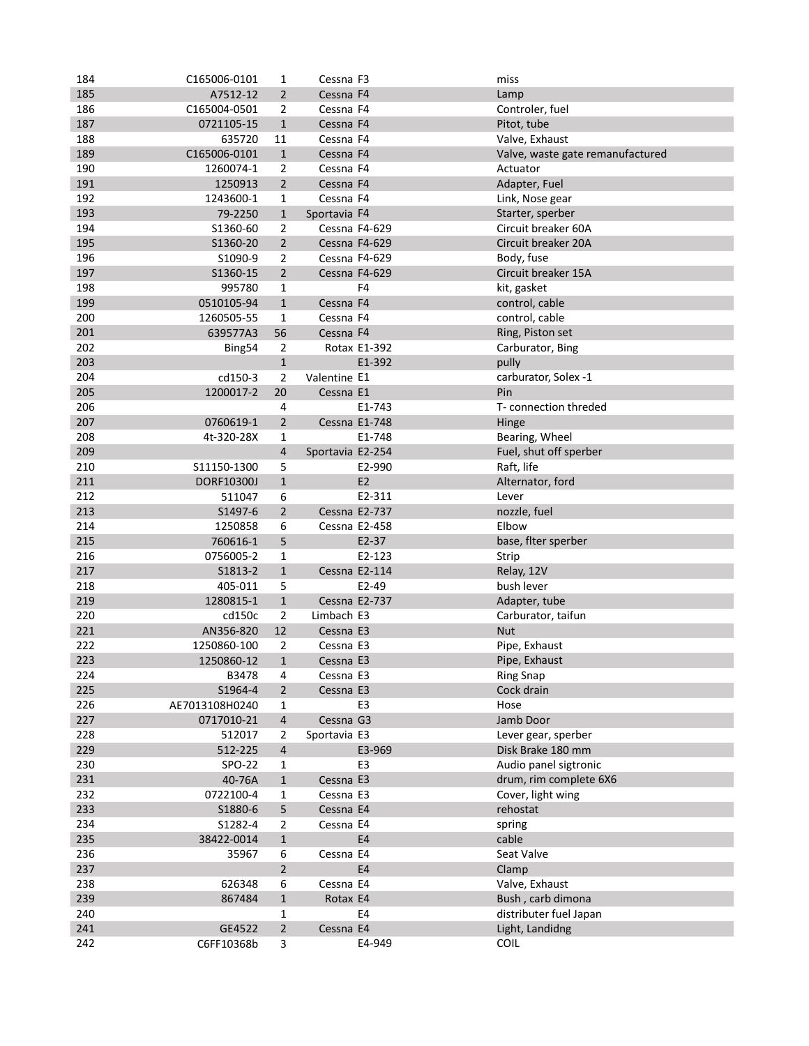| | | | | | |
|---|---|---|---|---|---|
| 184 | C165006-0101 | 1 | Cessna | F3 | miss |
| 185 | A7512-12 | 2 | Cessna | F4 | Lamp |
| 186 | C165004-0501 | 2 | Cessna | F4 | Controler, fuel |
| 187 | 0721105-15 | 1 | Cessna | F4 | Pitot, tube |
| 188 | 635720 | 11 | Cessna | F4 | Valve, Exhaust |
| 189 | C165006-0101 | 1 | Cessna | F4 | Valve, waste gate remanufactured |
| 190 | 1260074-1 | 2 | Cessna | F4 | Actuator |
| 191 | 1250913 | 2 | Cessna | F4 | Adapter, Fuel |
| 192 | 1243600-1 | 1 | Cessna | F4 | Link, Nose gear |
| 193 | 79-2250 | 1 | Sportavia | F4 | Starter, sperber |
| 194 | S1360-60 | 2 | Cessna | F4-629 | Circuit breaker 60A |
| 195 | S1360-20 | 2 | Cessna | F4-629 | Circuit breaker 20A |
| 196 | S1090-9 | 2 | Cessna | F4-629 | Body, fuse |
| 197 | S1360-15 | 2 | Cessna | F4-629 | Circuit breaker 15A |
| 198 | 995780 | 1 | | F4 | kit, gasket |
| 199 | 0510105-94 | 1 | Cessna | F4 | control, cable |
| 200 | 1260505-55 | 1 | Cessna | F4 | control, cable |
| 201 | 639577A3 | 56 | Cessna | F4 | Ring, Piston set |
| 202 | Bing54 | 2 | Rotax | E1-392 | Carburator, Bing |
| 203 | | 1 | | E1-392 | pully |
| 204 | cd150-3 | 2 | Valentine | E1 | carburator, Solex -1 |
| 205 | 1200017-2 | 20 | Cessna | E1 | Pin |
| 206 | | 4 | | E1-743 | T- connection threded |
| 207 | 0760619-1 | 2 | Cessna | E1-748 | Hinge |
| 208 | 4t-320-28X | 1 | | E1-748 | Bearing, Wheel |
| 209 | | 4 | Sportavia | E2-254 | Fuel, shut off sperber |
| 210 | S11150-1300 | 5 | | E2-990 | Raft, life |
| 211 | DORF10300J | 1 | | E2 | Alternator, ford |
| 212 | 511047 | 6 | | E2-311 | Lever |
| 213 | S1497-6 | 2 | Cessna | E2-737 | nozzle, fuel |
| 214 | 1250858 | 6 | Cessna | E2-458 | Elbow |
| 215 | 760616-1 | 5 | | E2-37 | base, flter sperber |
| 216 | 0756005-2 | 1 | | E2-123 | Strip |
| 217 | S1813-2 | 1 | Cessna | E2-114 | Relay, 12V |
| 218 | 405-011 | 5 | | E2-49 | bush lever |
| 219 | 1280815-1 | 1 | Cessna | E2-737 | Adapter, tube |
| 220 | cd150c | 2 | Limbach | E3 | Carburator, taifun |
| 221 | AN356-820 | 12 | Cessna | E3 | Nut |
| 222 | 1250860-100 | 2 | Cessna | E3 | Pipe, Exhaust |
| 223 | 1250860-12 | 1 | Cessna | E3 | Pipe, Exhaust |
| 224 | B3478 | 4 | Cessna | E3 | Ring Snap |
| 225 | S1964-4 | 2 | Cessna | E3 | Cock drain |
| 226 | AE7013108H0240 | 1 | | E3 | Hose |
| 227 | 0717010-21 | 4 | Cessna | G3 | Jamb Door |
| 228 | 512017 | 2 | Sportavia | E3 | Lever gear, sperber |
| 229 | 512-225 | 4 | | E3-969 | Disk Brake 180 mm |
| 230 | SPO-22 | 1 | | E3 | Audio panel sigtronic |
| 231 | 40-76A | 1 | Cessna | E3 | drum, rim complete 6X6 |
| 232 | 0722100-4 | 1 | Cessna | E3 | Cover, light wing |
| 233 | S1880-6 | 5 | Cessna | E4 | rehostat |
| 234 | S1282-4 | 2 | Cessna | E4 | spring |
| 235 | 38422-0014 | 1 | | E4 | cable |
| 236 | 35967 | 6 | Cessna | E4 | Seat Valve |
| 237 | | 2 | | E4 | Clamp |
| 238 | 626348 | 6 | Cessna | E4 | Valve, Exhaust |
| 239 | 867484 | 1 | Rotax | E4 | Bush , carb dimona |
| 240 | | 1 | | E4 | distributer fuel Japan |
| 241 | GE4522 | 2 | Cessna | E4 | Light, Landidng |
| 242 | C6FF10368b | 3 | | E4-949 | COIL |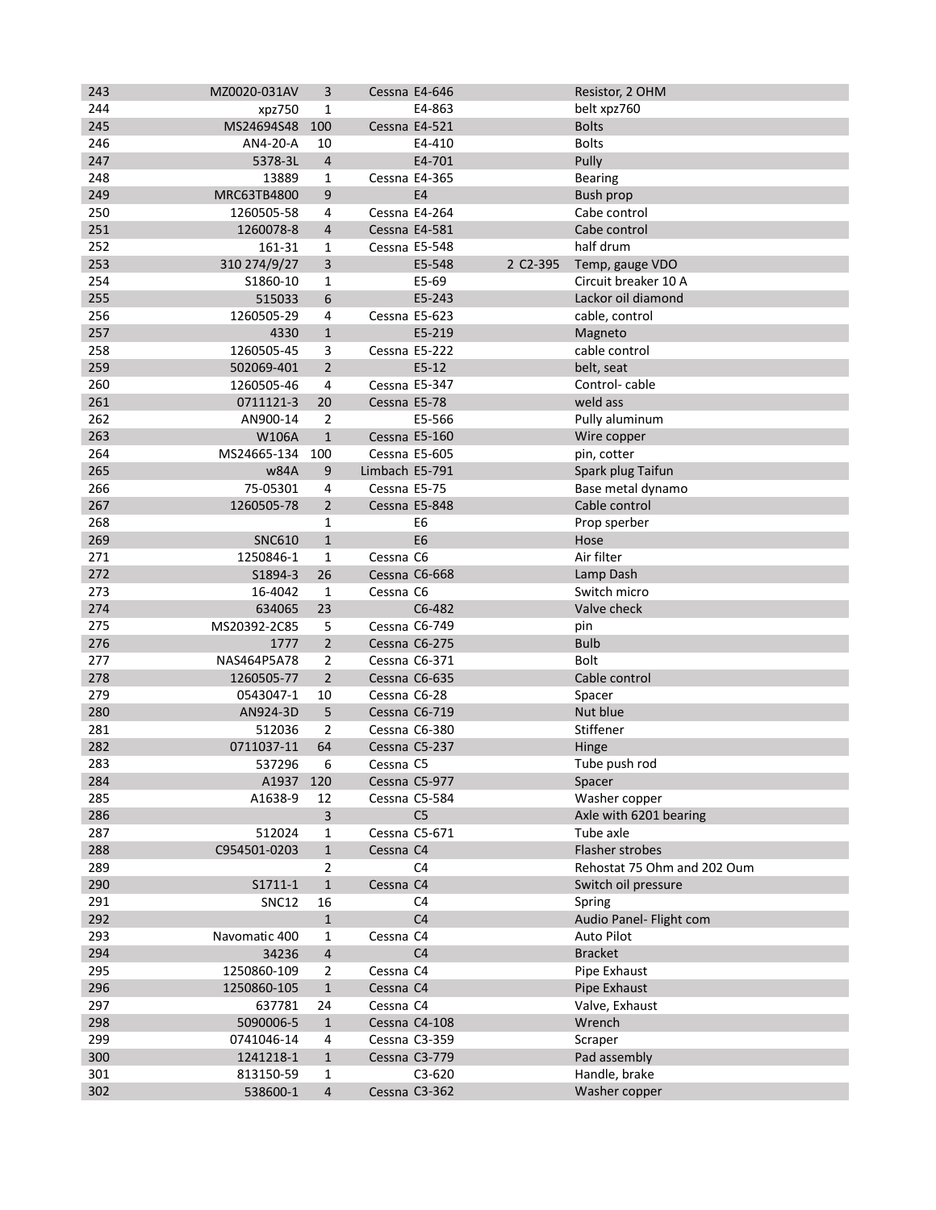| | | | | | | |
|---|---|---|---|---|---|---|
| 243 | MZ0020-031AV | 3 | Cessna | E4-646 | | Resistor, 2 OHM |
| 244 | xpz750 | 1 | | E4-863 | | belt xpz760 |
| 245 | MS24694S48 | 100 | Cessna | E4-521 | | Bolts |
| 246 | AN4-20-A | 10 | | E4-410 | | Bolts |
| 247 | 5378-3L | 4 | | E4-701 | | Pully |
| 248 | 13889 | 1 | Cessna | E4-365 | | Bearing |
| 249 | MRC63TB4800 | 9 | | E4 | | Bush prop |
| 250 | 1260505-58 | 4 | Cessna | E4-264 | | Cabe control |
| 251 | 1260078-8 | 4 | Cessna | E4-581 | | Cabe control |
| 252 | 161-31 | 1 | Cessna | E5-548 | | half drum |
| 253 | 310 274/9/27 | 3 | | E5-548 | 2 C2-395 | Temp, gauge VDO |
| 254 | S1860-10 | 1 | | E5-69 | | Circuit breaker 10 A |
| 255 | 515033 | 6 | | E5-243 | | Lackor oil diamond |
| 256 | 1260505-29 | 4 | Cessna | E5-623 | | cable, control |
| 257 | 4330 | 1 | | E5-219 | | Magneto |
| 258 | 1260505-45 | 3 | Cessna | E5-222 | | cable control |
| 259 | 502069-401 | 2 | | E5-12 | | belt, seat |
| 260 | 1260505-46 | 4 | Cessna | E5-347 | | Control- cable |
| 261 | 0711121-3 | 20 | Cessna | E5-78 | | weld ass |
| 262 | AN900-14 | 2 | | E5-566 | | Pully aluminum |
| 263 | W106A | 1 | Cessna | E5-160 | | Wire copper |
| 264 | MS24665-134 | 100 | Cessna | E5-605 | | pin, cotter |
| 265 | w84A | 9 | Limbach | E5-791 | | Spark plug Taifun |
| 266 | 75-05301 | 4 | Cessna | E5-75 | | Base metal dynamo |
| 267 | 1260505-78 | 2 | Cessna | E5-848 | | Cable control |
| 268 | | 1 | | E6 | | Prop sperber |
| 269 | SNC610 | 1 | | E6 | | Hose |
| 271 | 1250846-1 | 1 | Cessna | C6 | | Air filter |
| 272 | S1894-3 | 26 | Cessna | C6-668 | | Lamp Dash |
| 273 | 16-4042 | 1 | Cessna | C6 | | Switch micro |
| 274 | 634065 | 23 | | C6-482 | | Valve check |
| 275 | MS20392-2C85 | 5 | Cessna | C6-749 | | pin |
| 276 | 1777 | 2 | Cessna | C6-275 | | Bulb |
| 277 | NAS464P5A78 | 2 | Cessna | C6-371 | | Bolt |
| 278 | 1260505-77 | 2 | Cessna | C6-635 | | Cable control |
| 279 | 0543047-1 | 10 | Cessna | C6-28 | | Spacer |
| 280 | AN924-3D | 5 | Cessna | C6-719 | | Nut blue |
| 281 | 512036 | 2 | Cessna | C6-380 | | Stiffener |
| 282 | 0711037-11 | 64 | Cessna | C5-237 | | Hinge |
| 283 | 537296 | 6 | Cessna | C5 | | Tube push rod |
| 284 | A1937 | 120 | Cessna | C5-977 | | Spacer |
| 285 | A1638-9 | 12 | Cessna | C5-584 | | Washer copper |
| 286 | | 3 | | C5 | | Axle with 6201 bearing |
| 287 | 512024 | 1 | Cessna | C5-671 | | Tube axle |
| 288 | C954501-0203 | 1 | Cessna | C4 | | Flasher strobes |
| 289 | | 2 | | C4 | | Rehostat 75 Ohm and 202 Oum |
| 290 | S1711-1 | 1 | Cessna | C4 | | Switch oil pressure |
| 291 | SNC12 | 16 | | C4 | | Spring |
| 292 | | 1 | | C4 | | Audio Panel- Flight com |
| 293 | Navomatic 400 | 1 | Cessna | C4 | | Auto Pilot |
| 294 | 34236 | 4 | | C4 | | Bracket |
| 295 | 1250860-109 | 2 | Cessna | C4 | | Pipe Exhaust |
| 296 | 1250860-105 | 1 | Cessna | C4 | | Pipe Exhaust |
| 297 | 637781 | 24 | Cessna | C4 | | Valve, Exhaust |
| 298 | 5090006-5 | 1 | Cessna | C4-108 | | Wrench |
| 299 | 0741046-14 | 4 | Cessna | C3-359 | | Scraper |
| 300 | 1241218-1 | 1 | Cessna | C3-779 | | Pad assembly |
| 301 | 813150-59 | 1 | | C3-620 | | Handle, brake |
| 302 | 538600-1 | 4 | Cessna | C3-362 | | Washer copper |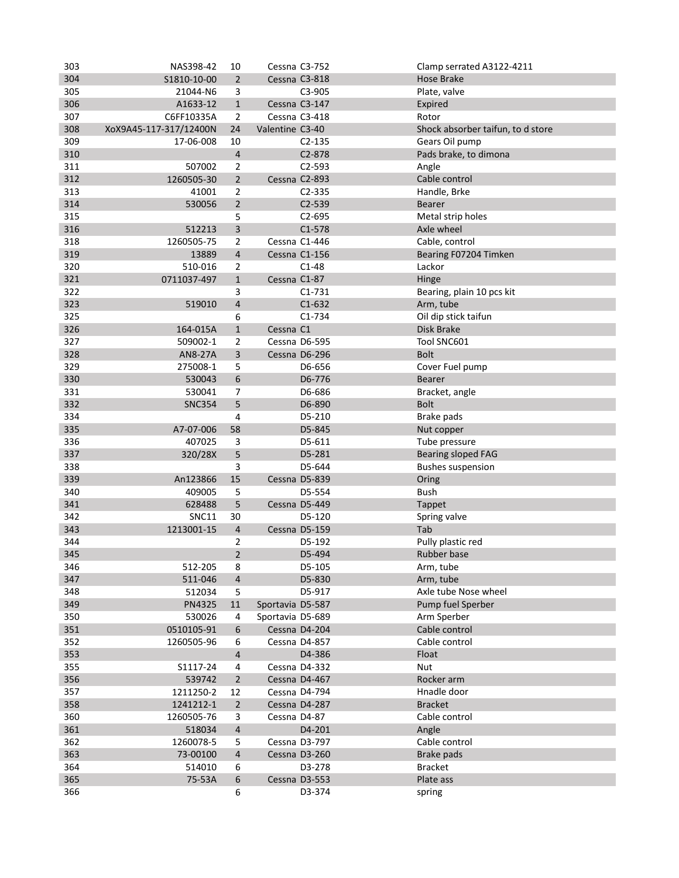| | | | | | |
|---|---|---|---|---|---|
| 303 | NAS398-42 | 10 | Cessna | C3-752 | Clamp serrated A3122-4211 |
| 304 | S1810-10-00 | 2 | Cessna | C3-818 | Hose Brake |
| 305 | 21044-N6 | 3 | | C3-905 | Plate, valve |
| 306 | A1633-12 | 1 | Cessna | C3-147 | Expired |
| 307 | C6FF10335A | 2 | Cessna | C3-418 | Rotor |
| 308 | XoX9A45-117-317/12400N | 24 | Valentine | C3-40 | Shock absorber taifun, to d store |
| 309 | 17-06-008 | 10 | | C2-135 | Gears Oil pump |
| 310 | | 4 | | C2-878 | Pads brake, to dimona |
| 311 | 507002 | 2 | | C2-593 | Angle |
| 312 | 1260505-30 | 2 | Cessna | C2-893 | Cable control |
| 313 | 41001 | 2 | | C2-335 | Handle, Brke |
| 314 | 530056 | 2 | | C2-539 | Bearer |
| 315 | | 5 | | C2-695 | Metal strip holes |
| 316 | 512213 | 3 | | C1-578 | Axle wheel |
| 318 | 1260505-75 | 2 | Cessna | C1-446 | Cable, control |
| 319 | 13889 | 4 | Cessna | C1-156 | Bearing F07204 Timken |
| 320 | 510-016 | 2 | | C1-48 | Lackor |
| 321 | 0711037-497 | 1 | Cessna | C1-87 | Hinge |
| 322 | | 3 | | C1-731 | Bearing, plain 10 pcs kit |
| 323 | 519010 | 4 | | C1-632 | Arm, tube |
| 325 | | 6 | | C1-734 | Oil dip stick taifun |
| 326 | 164-015A | 1 | Cessna | C1 | Disk Brake |
| 327 | 509002-1 | 2 | Cessna | D6-595 | Tool SNC601 |
| 328 | AN8-27A | 3 | Cessna | D6-296 | Bolt |
| 329 | 275008-1 | 5 | | D6-656 | Cover Fuel pump |
| 330 | 530043 | 6 | | D6-776 | Bearer |
| 331 | 530041 | 7 | | D6-686 | Bracket, angle |
| 332 | SNC354 | 5 | | D6-890 | Bolt |
| 334 | | 4 | | D5-210 | Brake pads |
| 335 | A7-07-006 | 58 | | D5-845 | Nut copper |
| 336 | 407025 | 3 | | D5-611 | Tube pressure |
| 337 | 320/28X | 5 | | D5-281 | Bearing sloped FAG |
| 338 | | 3 | | D5-644 | Bushes suspension |
| 339 | An123866 | 15 | Cessna | D5-839 | Oring |
| 340 | 409005 | 5 | | D5-554 | Bush |
| 341 | 628488 | 5 | Cessna | D5-449 | Tappet |
| 342 | SNC11 | 30 | | D5-120 | Spring valve |
| 343 | 1213001-15 | 4 | Cessna | D5-159 | Tab |
| 344 | | 2 | | D5-192 | Pully plastic red |
| 345 | | 2 | | D5-494 | Rubber base |
| 346 | 512-205 | 8 | | D5-105 | Arm, tube |
| 347 | 511-046 | 4 | | D5-830 | Arm, tube |
| 348 | 512034 | 5 | | D5-917 | Axle tube Nose wheel |
| 349 | PN4325 | 11 | Sportavia | D5-587 | Pump fuel Sperber |
| 350 | 530026 | 4 | Sportavia | D5-689 | Arm Sperber |
| 351 | 0510105-91 | 6 | Cessna | D4-204 | Cable control |
| 352 | 1260505-96 | 6 | Cessna | D4-857 | Cable control |
| 353 | | 4 | | D4-386 | Float |
| 355 | S1117-24 | 4 | Cessna | D4-332 | Nut |
| 356 | 539742 | 2 | Cessna | D4-467 | Rocker arm |
| 357 | 1211250-2 | 12 | Cessna | D4-794 | Hnadle door |
| 358 | 1241212-1 | 2 | Cessna | D4-287 | Bracket |
| 360 | 1260505-76 | 3 | Cessna | D4-87 | Cable control |
| 361 | 518034 | 4 | | D4-201 | Angle |
| 362 | 1260078-5 | 5 | Cessna | D3-797 | Cable control |
| 363 | 73-00100 | 4 | Cessna | D3-260 | Brake pads |
| 364 | 514010 | 6 | | D3-278 | Bracket |
| 365 | 75-53A | 6 | Cessna | D3-553 | Plate ass |
| 366 | | 6 | | D3-374 | spring |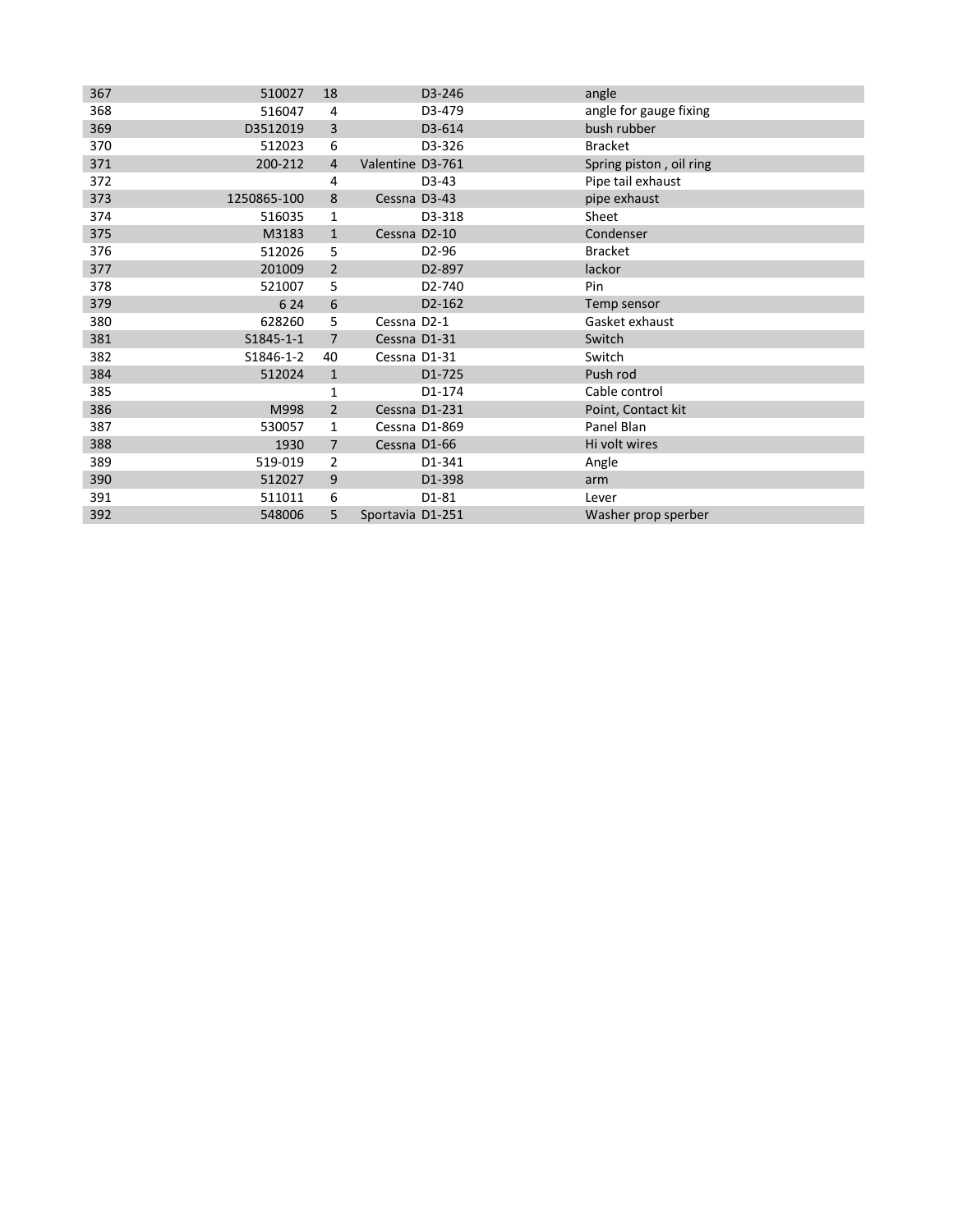| | | | | | |
|---|---|---|---|---|---|
| 367 | 510027 | 18 | | D3-246 | angle |
| 368 | 516047 | 4 | | D3-479 | angle for gauge fixing |
| 369 | D3512019 | 3 | | D3-614 | bush rubber |
| 370 | 512023 | 6 | | D3-326 | Bracket |
| 371 | 200-212 | 4 | Valentine | D3-761 | Spring piston , oil ring |
| 372 | | 4 | | D3-43 | Pipe tail exhaust |
| 373 | 1250865-100 | 8 | Cessna | D3-43 | pipe exhaust |
| 374 | 516035 | 1 | | D3-318 | Sheet |
| 375 | M3183 | 1 | Cessna | D2-10 | Condenser |
| 376 | 512026 | 5 | | D2-96 | Bracket |
| 377 | 201009 | 2 | | D2-897 | lackor |
| 378 | 521007 | 5 | | D2-740 | Pin |
| 379 | 6 24 | 6 | | D2-162 | Temp sensor |
| 380 | 628260 | 5 | Cessna | D2-1 | Gasket exhaust |
| 381 | S1845-1-1 | 7 | Cessna | D1-31 | Switch |
| 382 | S1846-1-2 | 40 | Cessna | D1-31 | Switch |
| 384 | 512024 | 1 | | D1-725 | Push rod |
| 385 | | 1 | | D1-174 | Cable control |
| 386 | M998 | 2 | Cessna | D1-231 | Point, Contact kit |
| 387 | 530057 | 1 | Cessna | D1-869 | Panel Blan |
| 388 | 1930 | 7 | Cessna | D1-66 | Hi volt wires |
| 389 | 519-019 | 2 | | D1-341 | Angle |
| 390 | 512027 | 9 | | D1-398 | arm |
| 391 | 511011 | 6 | | D1-81 | Lever |
| 392 | 548006 | 5 | Sportavia | D1-251 | Washer prop sperber |